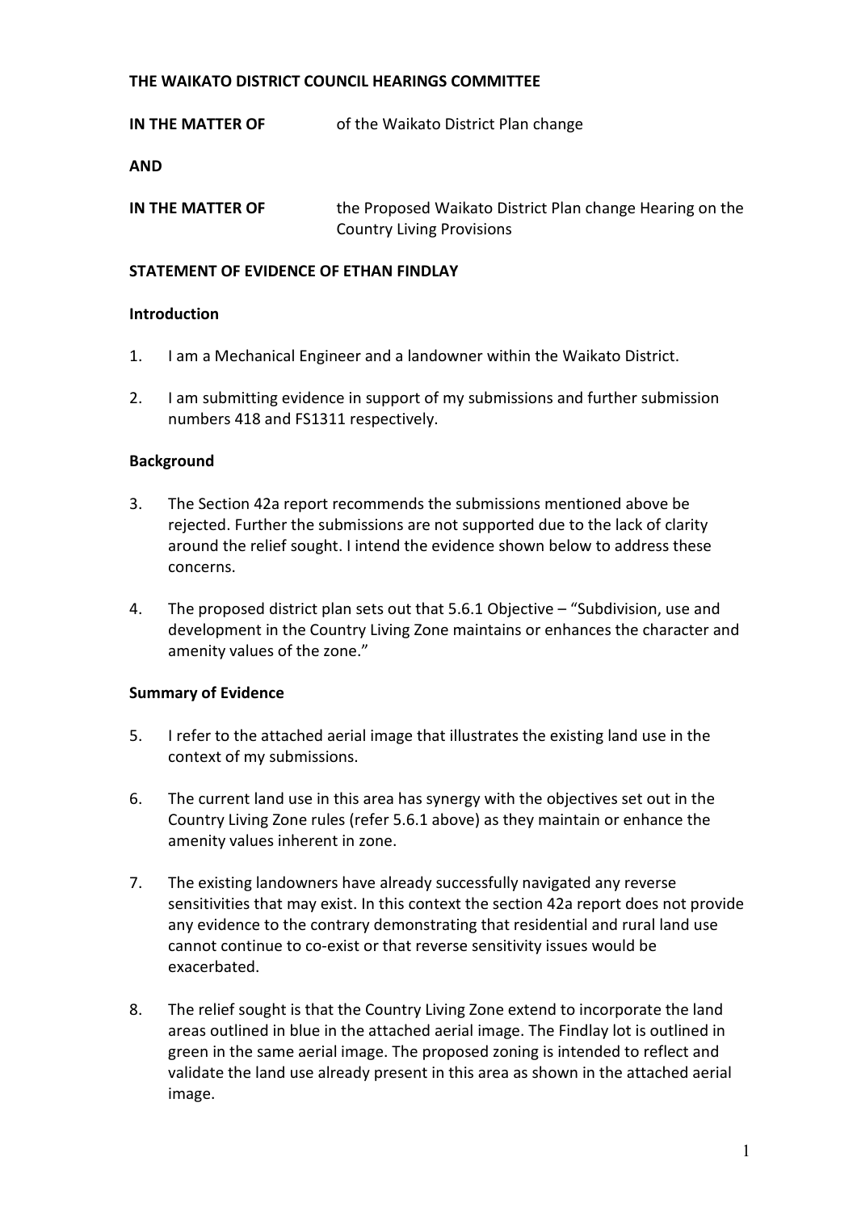**THE WAIKATO DISTRICT COUNCIL HEARINGS COMMITTEE**

**IN THE MATTER OF** of the Waikato District Plan change

**AND**

**IN THE MATTER OF** the Proposed Waikato District Plan change Hearing on the Country Living Provisions

**STATEMENT OF EVIDENCE OF ETHAN FINDLAY**

**Introduction**

1. I am a Mechanical Engineer and a landowner within the Waikato District.

2. I am submitting evidence in support of my submissions and further submission numbers 418 and FS1311 respectively.

**Background**

3. The Section 42a report recommends the submissions mentioned above be rejected. Further the submissions are not supported due to the lack of clarity around the relief sought. I intend the evidence shown below to address these concerns.

4. The proposed district plan sets out that 5.6.1 Objective – "Subdivision, use and development in the Country Living Zone maintains or enhances the character and amenity values of the zone."

**Summary of Evidence**

5. I refer to the attached aerial image that illustrates the existing land use in the context of my submissions.

6. The current land use in this area has synergy with the objectives set out in the Country Living Zone rules (refer 5.6.1 above) as they maintain or enhance the amenity values inherent in zone.

7. The existing landowners have already successfully navigated any reverse sensitivities that may exist. In this context the section 42a report does not provide any evidence to the contrary demonstrating that residential and rural land use cannot continue to co-exist or that reverse sensitivity issues would be exacerbated.

8. The relief sought is that the Country Living Zone extend to incorporate the land areas outlined in blue in the attached aerial image. The Findlay lot is outlined in green in the same aerial image. The proposed zoning is intended to reflect and validate the land use already present in this area as shown in the attached aerial image.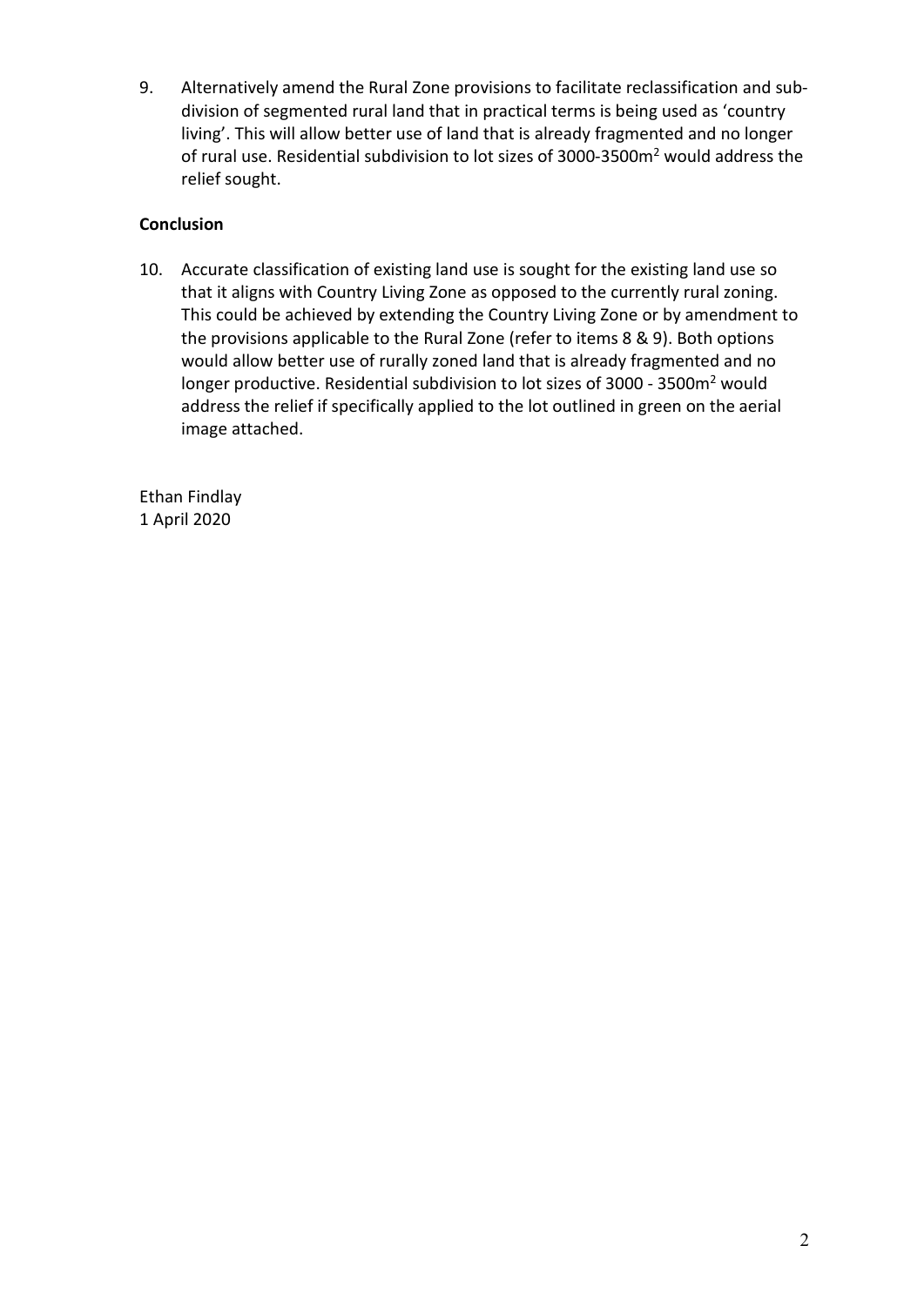9. Alternatively amend the Rural Zone provisions to facilitate reclassification and sub-division of segmented rural land that in practical terms is being used as 'country living'. This will allow better use of land that is already fragmented and no longer of rural use. Residential subdivision to lot sizes of 3000-3500m$^2$ would address the relief sought.

**Conclusion**

10. Accurate classification of existing land use is sought for the existing land use so that it aligns with Country Living Zone as opposed to the currently rural zoning. This could be achieved by extending the Country Living Zone or by amendment to the provisions applicable to the Rural Zone (refer to items 8 & 9). Both options would allow better use of rurally zoned land that is already fragmented and no longer productive. Residential subdivision to lot sizes of 3000 - 3500m$^2$ would address the relief if specifically applied to the lot outlined in green on the aerial image attached.

Ethan Findlay
1 April 2020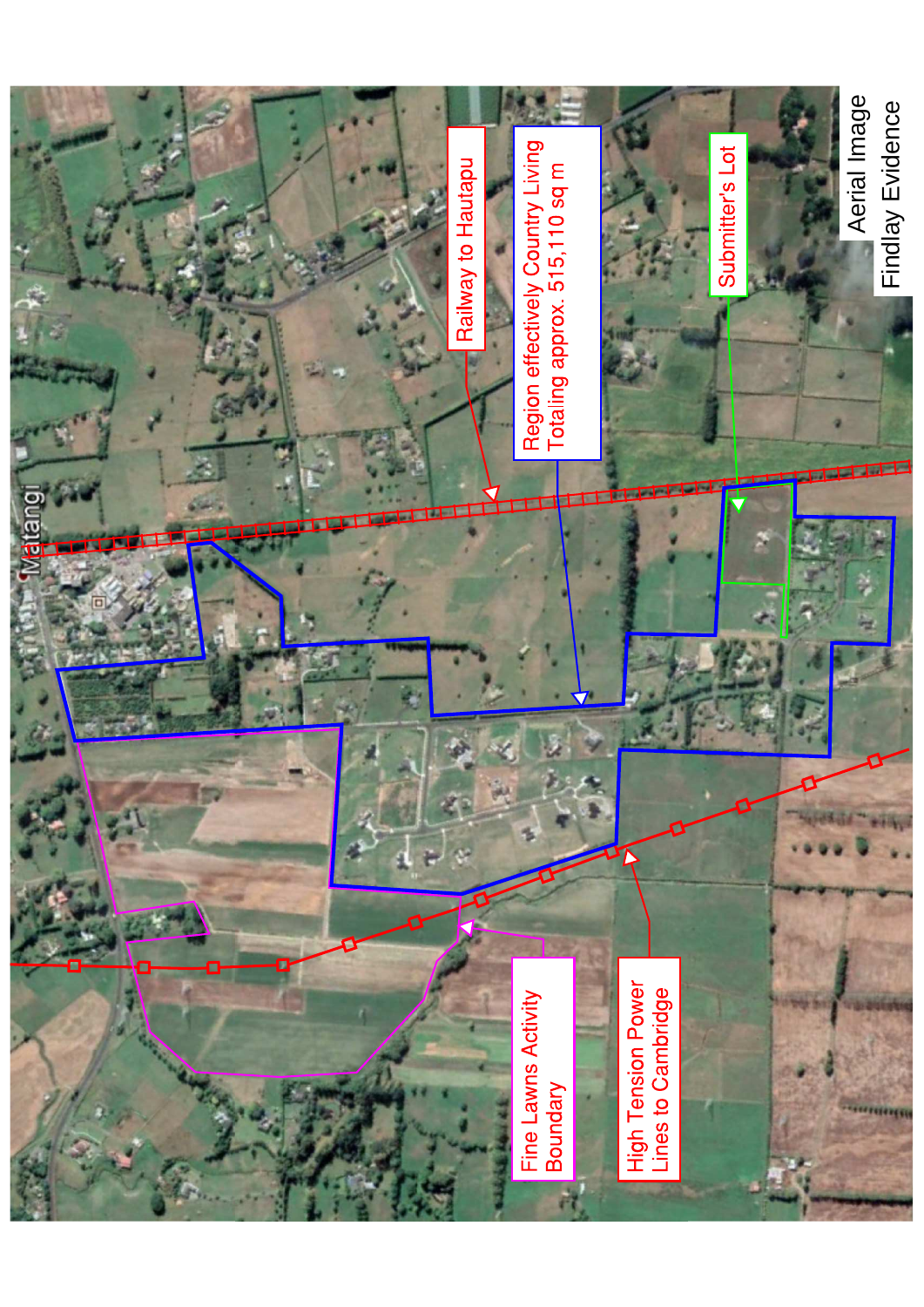Aerial Image
Findlay Evidence

Railway to Hautapu

Region effectively Country Living
Totaling approx. 515,110 sq m

Submitter's Lot

Matangi

Fine Lawns Activity
Boundary

High Tension Power
Lines to Cambridge